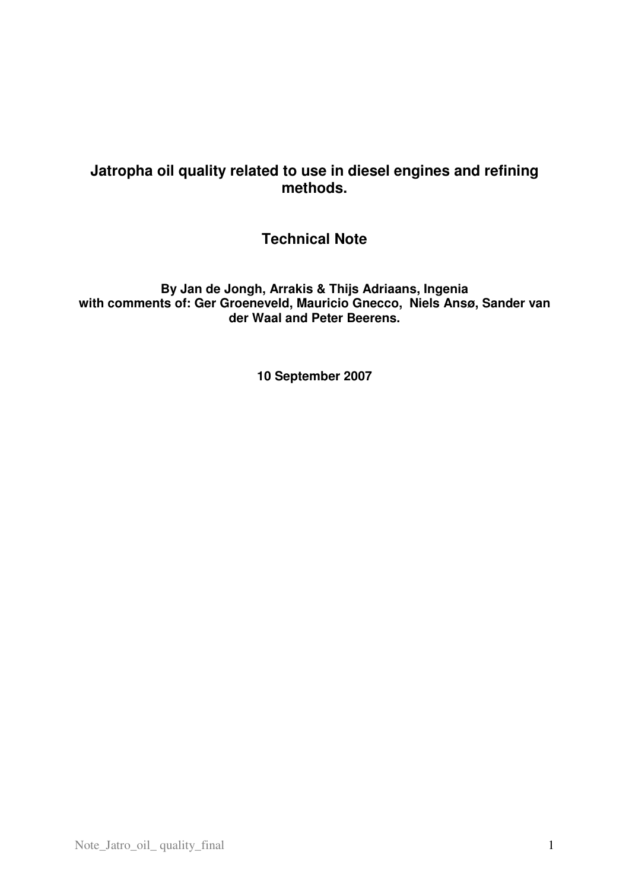# Jatropha oil quality related to use in diesel engines and refining methods.

## Technical Note

**By Jan de Jongh, Arrakis & Thijs Adriaans, Ingenia**
**with comments of: Ger Groeneveld, Mauricio Gnecco, Niels Ansø, Sander van der Waal and Peter Beerens.**

**10 September 2007**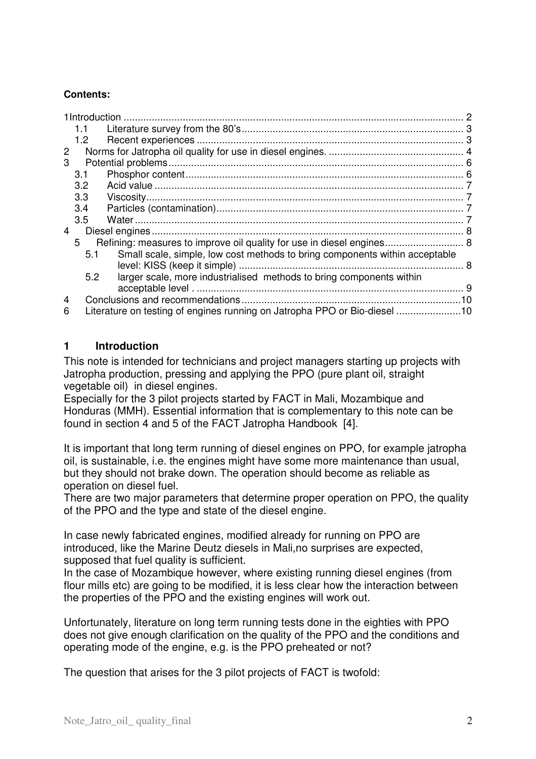**Contents:**

1 Introduction ........................................................................................................................ 2
  1.1 Literature survey from the 80's ............................................................................... 3
  1.2 Recent experiences .............................................................................................. 3
2 Norms for Jatropha oil quality for use in diesel engines. ................................................ 4
3 Potential problems ......................................................................................................... 6
  3.1 Phosphor content ................................................................................................... 6
  3.2 Acid value ............................................................................................................. 7
  3.3 Viscosity ................................................................................................................ 7
  3.4 Particles (contamination) ........................................................................................ 7
  3.5 Water ..................................................................................................................... 7
4 Diesel engines ............................................................................................................... 8
  5 Refining: measures to improve oil quality for use in diesel engines ............................ 8
    5.1 Small scale, simple, low cost methods to bring components within acceptable level: KISS (keep it simple) ................................................................................ 8
    5.2 larger scale, more industrialised methods to bring components within acceptable level . ............................................................................................... 9
4 Conclusions and recommendations ..............................................................................10
6 Literature on testing of engines running on Jatropha PPO or Bio-diesel .......................10

## 1 Introduction

This note is intended for technicians and project managers starting up projects with Jatropha production, pressing and applying the PPO (pure plant oil, straight vegetable oil) in diesel engines.
Especially for the 3 pilot projects started by FACT in Mali, Mozambique and Honduras (MMH). Essential information that is complementary to this note can be found in section 4 and 5 of the FACT Jatropha Handbook [4].

It is important that long term running of diesel engines on PPO, for example jatropha oil, is sustainable, i.e. the engines might have some more maintenance than usual, but they should not brake down. The operation should become as reliable as operation on diesel fuel.
There are two major parameters that determine proper operation on PPO, the quality of the PPO and the type and state of the diesel engine.

In case newly fabricated engines, modified already for running on PPO are introduced, like the Marine Deutz diesels in Mali,no surprises are expected, supposed that fuel quality is sufficient.
In the case of Mozambique however, where existing running diesel engines (from flour mills etc) are going to be modified, it is less clear how the interaction between the properties of the PPO and the existing engines will work out.

Unfortunately, literature on long term running tests done in the eighties with PPO does not give enough clarification on the quality of the PPO and the conditions and operating mode of the engine, e.g. is the PPO preheated or not?

The question that arises for the 3 pilot projects of FACT is twofold: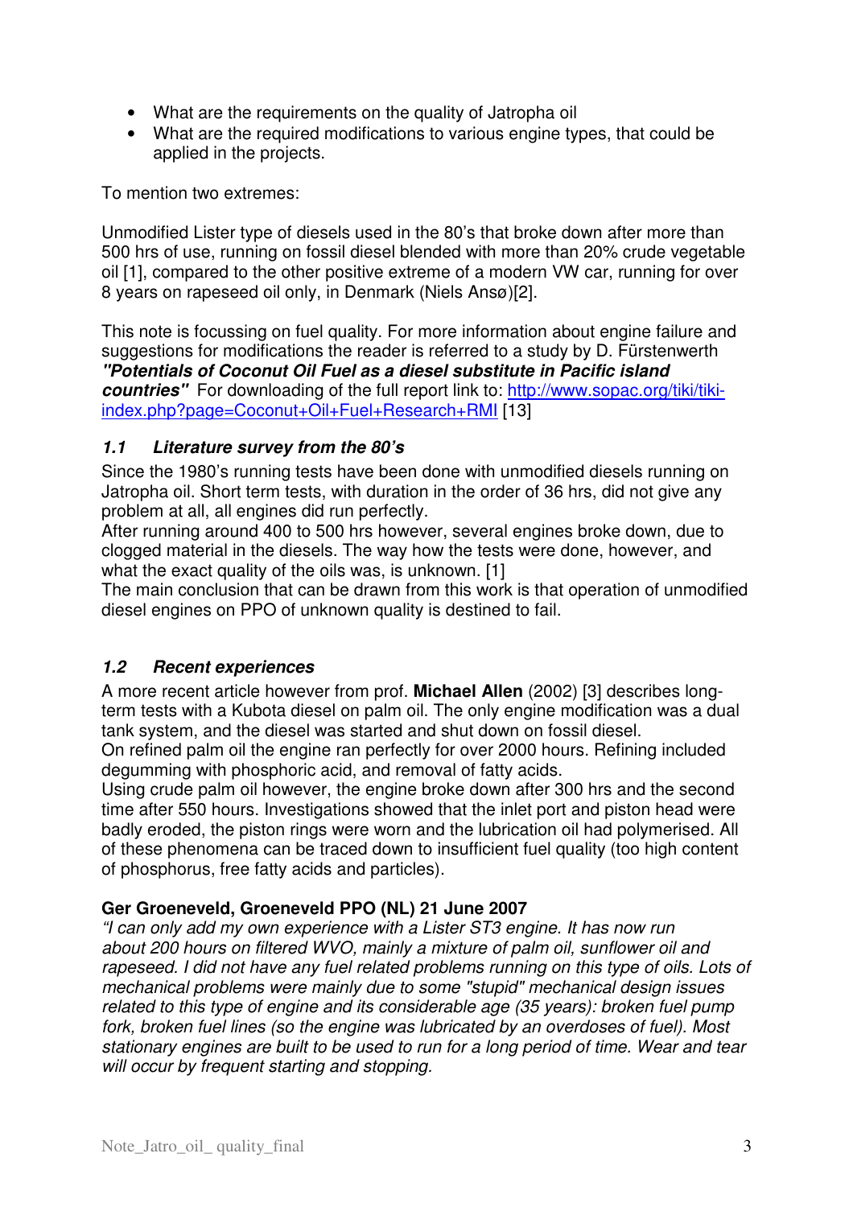- What are the requirements on the quality of Jatropha oil
- What are the required modifications to various engine types, that could be applied in the projects.

To mention two extremes:

Unmodified Lister type of diesels used in the 80's that broke down after more than 500 hrs of use, running on fossil diesel blended with more than 20% crude vegetable oil [1], compared to the other positive extreme of a modern VW car, running for over 8 years on rapeseed oil only, in Denmark (Niels Ansø)[2].

This note is focussing on fuel quality. For more information about engine failure and suggestions for modifications the reader is referred to a study by D. Fürstenwerth ***"Potentials of Coconut Oil Fuel as a diesel substitute in Pacific island countries"*** For downloading of the full report link to: [http://www.sopac.org/tiki/tiki-index.php?page=Coconut+Oil+Fuel+Research+RMI](http://www.sopac.org/tiki/tiki-index.php?page=Coconut+Oil+Fuel+Research+RMI) [13]

### *1.1 Literature survey from the 80's*

Since the 1980's running tests have been done with unmodified diesels running on Jatropha oil. Short term tests, with duration in the order of 36 hrs, did not give any problem at all, all engines did run perfectly.
After running around 400 to 500 hrs however, several engines broke down, due to clogged material in the diesels. The way how the tests were done, however, and what the exact quality of the oils was, is unknown. [1]
The main conclusion that can be drawn from this work is that operation of unmodified diesel engines on PPO of unknown quality is destined to fail.

### *1.2 Recent experiences*

A more recent article however from prof. **Michael Allen** (2002) [3] describes long-term tests with a Kubota diesel on palm oil. The only engine modification was a dual tank system, and the diesel was started and shut down on fossil diesel.
On refined palm oil the engine ran perfectly for over 2000 hours. Refining included degumming with phosphoric acid, and removal of fatty acids.
Using crude palm oil however, the engine broke down after 300 hrs and the second time after 550 hours. Investigations showed that the inlet port and piston head were badly eroded, the piston rings were worn and the lubrication oil had polymerised. All of these phenomena can be traced down to insufficient fuel quality (too high content of phosphorus, free fatty acids and particles).

**Ger Groeneveld, Groeneveld PPO (NL) 21 June 2007**

*"I can only add my own experience with a Lister ST3 engine. It has now run about 200 hours on filtered WVO, mainly a mixture of palm oil, sunflower oil and rapeseed. I did not have any fuel related problems running on this type of oils. Lots of mechanical problems were mainly due to some "stupid" mechanical design issues related to this type of engine and its considerable age (35 years): broken fuel pump fork, broken fuel lines (so the engine was lubricated by an overdoses of fuel). Most stationary engines are built to be used to run for a long period of time. Wear and tear will occur by frequent starting and stopping.*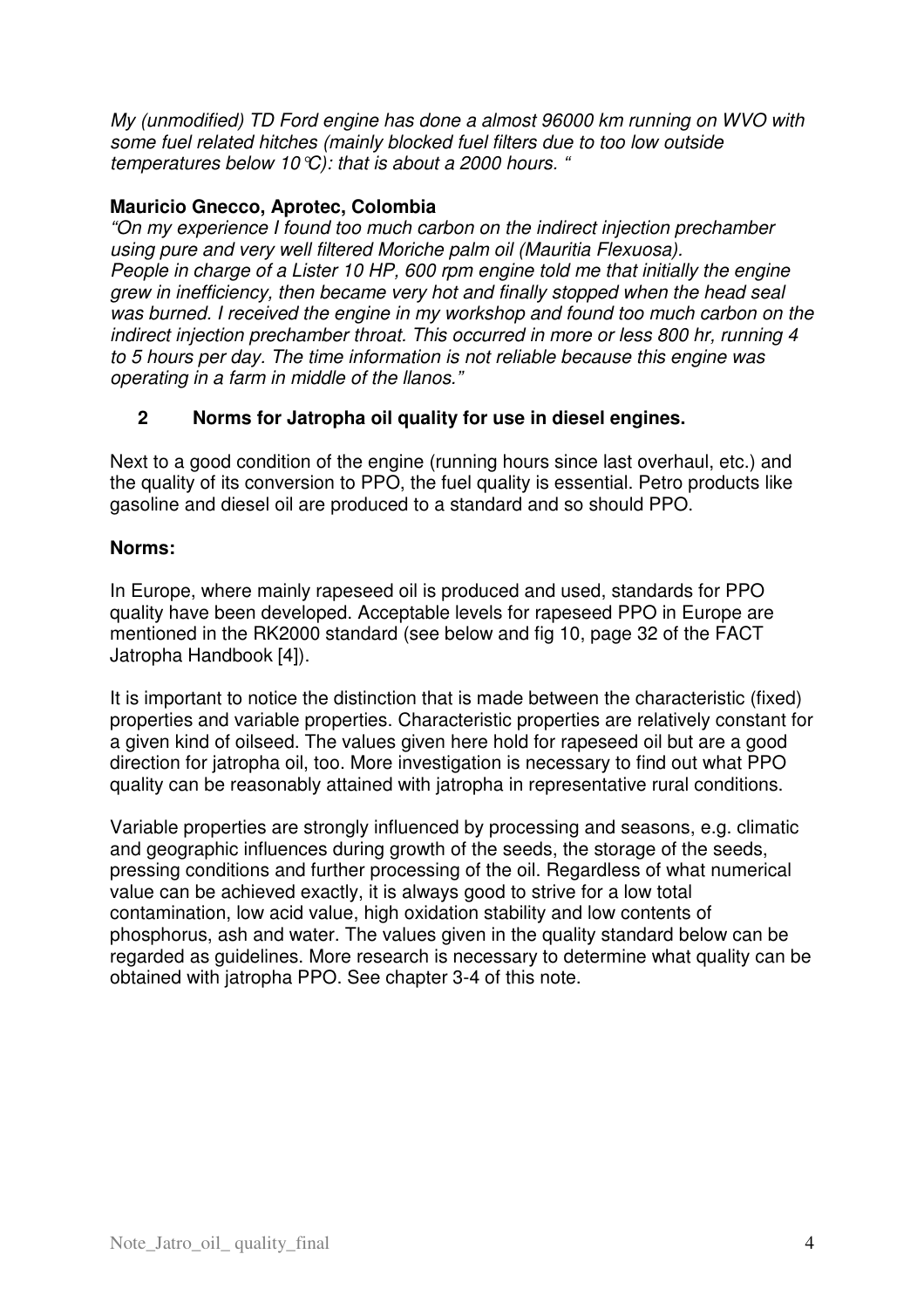*My (unmodified) TD Ford engine has done a almost 96000 km running on WVO with some fuel related hitches (mainly blocked fuel filters due to too low outside temperatures below 10°C): that is about a 2000 hours. "*

**Mauricio Gnecco, Aprotec, Colombia**

*"On my experience I found too much carbon on the indirect injection prechamber using pure and very well filtered Moriche palm oil (Mauritia Flexuosa). People in charge of a Lister 10 HP, 600 rpm engine told me that initially the engine grew in inefficiency, then became very hot and finally stopped when the head seal was burned. I received the engine in my workshop and found too much carbon on the indirect injection prechamber throat. This occurred in more or less 800 hr, running 4 to 5 hours per day. The time information is not reliable because this engine was operating in a farm in middle of the llanos."*

## 2 Norms for Jatropha oil quality for use in diesel engines.

Next to a good condition of the engine (running hours since last overhaul, etc.) and the quality of its conversion to PPO, the fuel quality is essential. Petro products like gasoline and diesel oil are produced to a standard and so should PPO.

**Norms:**

In Europe, where mainly rapeseed oil is produced and used, standards for PPO quality have been developed. Acceptable levels for rapeseed PPO in Europe are mentioned in the RK2000 standard (see below and fig 10, page 32 of the FACT Jatropha Handbook [4]).

It is important to notice the distinction that is made between the characteristic (fixed) properties and variable properties. Characteristic properties are relatively constant for a given kind of oilseed. The values given here hold for rapeseed oil but are a good direction for jatropha oil, too. More investigation is necessary to find out what PPO quality can be reasonably attained with jatropha in representative rural conditions.

Variable properties are strongly influenced by processing and seasons, e.g. climatic and geographic influences during growth of the seeds, the storage of the seeds, pressing conditions and further processing of the oil. Regardless of what numerical value can be achieved exactly, it is always good to strive for a low total contamination, low acid value, high oxidation stability and low contents of phosphorus, ash and water. The values given in the quality standard below can be regarded as guidelines. More research is necessary to determine what quality can be obtained with jatropha PPO. See chapter 3-4 of this note.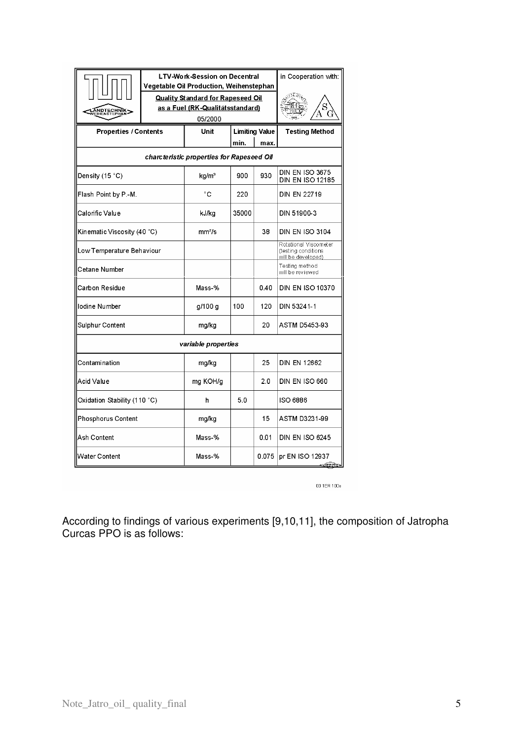| | LTV-Work-Session on Decentral Vegetable Oil Production, Weihenstephan<br>**Quality Standard for Rapeseed Oil as a Fuel (RK-Qualitätsstandard)**<br>05/2000 | | | in Cooperation with: |
|---|---|---|---|---|
| **Properties / Contents** | **Unit** | **Limiting Value** | | **Testing Method** |
| | | **min.** | **max.** | |
| *charcteristic properties for Rapeseed Oil* | | | | |
| Density (15 °C) | kg/m³ | 900 | 930 | DIN EN ISO 3675<br>DIN EN ISO 12185 |
| Flash Point by P.-M. | °C | 220 | | DIN EN 22719 |
| Calorific Value | kJ/kg | 35000 | | DIN 51900-3 |
| Kinematic Viscosity (40 °C) | mm²/s | | 38 | DIN EN ISO 3104 |
| Low Temperature Behaviour | | | | Rotational Viscometer (testing conditions will be developed) |
| Cetane Number | | | | Testing method will be reviewed |
| Carbon Residue | Mass-% | | 0.40 | DIN EN ISO 10370 |
| Iodine Number | g/100 g | 100 | 120 | DIN 53241-1 |
| Sulphur Content | mg/kg | | 20 | ASTM D5453-93 |
| *variable properties* | | | | |
| Contamination | mg/kg | | 25 | DIN EN 12662 |
| Acid Value | mg KOH/g | | 2.0 | DIN EN ISO 660 |
| Oxidation Stability (110 °C) | h | 5.0 | | ISO 6886 |
| Phosphorus Content | mg/kg | | 15 | ASTM D3231-99 |
| Ash Content | Mass-% | | 0.01 | DIN EN ISO 6245 |
| Water Content | Mass-% | | 0.075 | pr EN ISO 12937 |

00 1ER 100e

According to findings of various experiments [9,10,11], the composition of Jatropha Curcas PPO is as follows: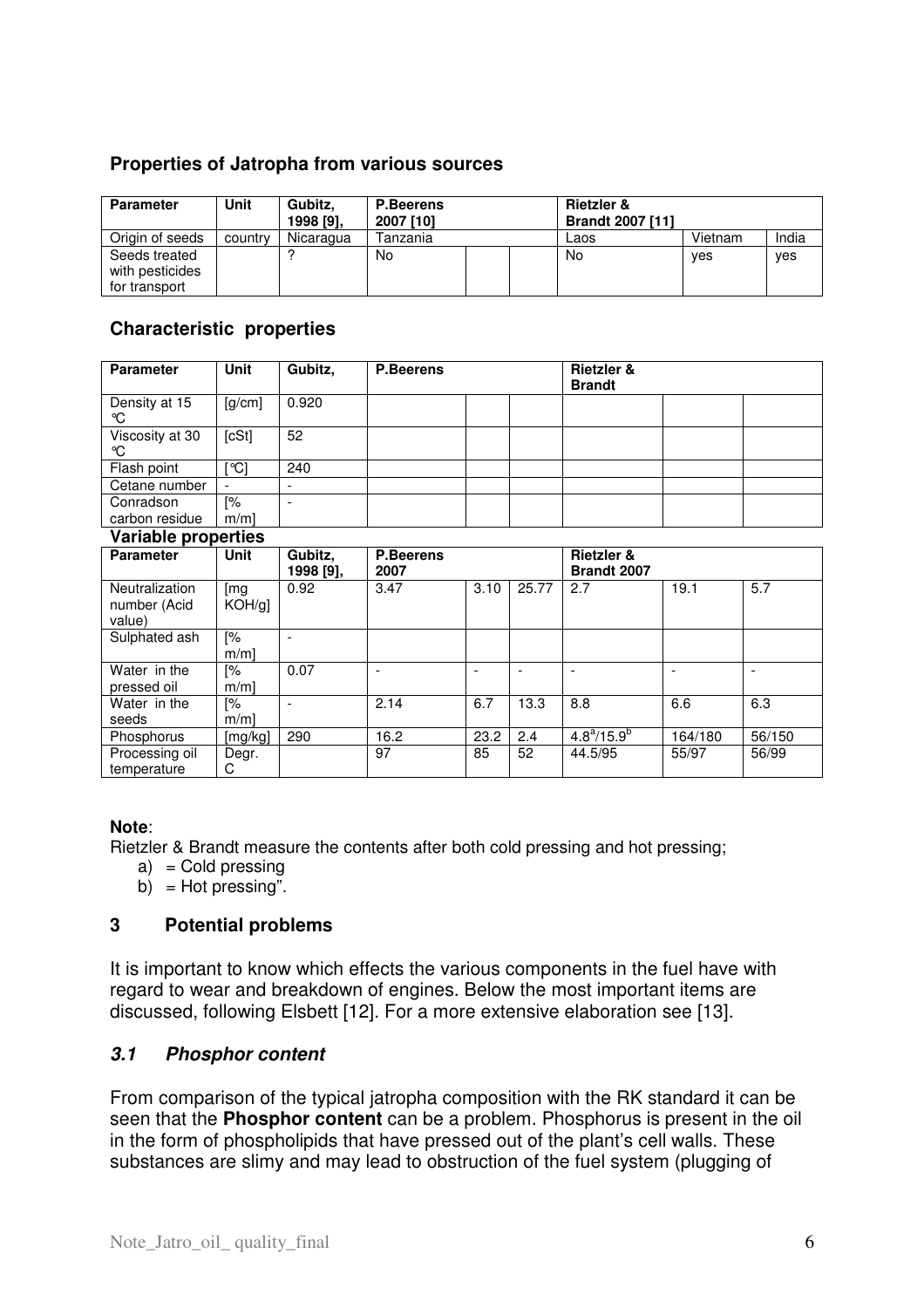**Properties of Jatropha from various sources**

| Parameter | Unit | Gubitz, 1998 [9], | P.Beerens 2007 [10] | | | Rietzler & Brandt 2007 [11] | | |
|---|---|---|---|---|---|---|---|---|
| Origin of seeds | country | Nicaragua | Tanzania | | | Laos | Vietnam | India |
| Seeds treated with pesticides for transport | | ? | No | | | No | yes | yes |

**Characteristic properties**

| Parameter | Unit | Gubitz, | P.Beerens | | | Rietzler & Brandt | | |
|---|---|---|---|---|---|---|---|---|
| Density at 15 °C | [g/cm] | 0.920 | | | | | | |
| Viscosity at 30 °C | [cSt] | 52 | | | | | | |
| Flash point | [°C] | 240 | | | | | | |
| Cetane number | - | - | | | | | | |
| Conradson carbon residue | [% m/m] | - | | | | | | |

**Variable properties**

| Parameter | Unit | Gubitz, 1998 [9], | P.Beerens 2007 | | | Rietzler & Brandt 2007 | | |
|---|---|---|---|---|---|---|---|---|
| Neutralization number (Acid value) | [mg KOH/g] | 0.92 | 3.47 | 3.10 | 25.77 | 2.7 | 19.1 | 5.7 |
| Sulphated ash | [% m/m] | - | | | | | | |
| Water in the pressed oil | [% m/m] | 0.07 | - | - | - | - | - | - |
| Water in the seeds | [% m/m] | - | 2.14 | 6.7 | 13.3 | 8.8 | 6.6 | 6.3 |
| Phosphorus | [mg/kg] | 290 | 16.2 | 23.2 | 2.4 | 4.8[a]/15.9[b] | 164/180 | 56/150 |
| Processing oil temperature | Degr. C | | 97 | 85 | 52 | 44.5/95 | 55/97 | 56/99 |

**Note**:
Rietzler & Brandt measure the contents after both cold pressing and hot pressing;

a) = Cold pressing
b) = Hot pressing".

## 3 Potential problems

It is important to know which effects the various components in the fuel have with regard to wear and breakdown of engines. Below the most important items are discussed, following Elsbett [12]. For a more extensive elaboration see [13].

### *3.1 Phosphor content*

From comparison of the typical jatropha composition with the RK standard it can be seen that the **Phosphor content** can be a problem. Phosphorus is present in the oil in the form of phospholipids that have pressed out of the plant's cell walls. These substances are slimy and may lead to obstruction of the fuel system (plugging of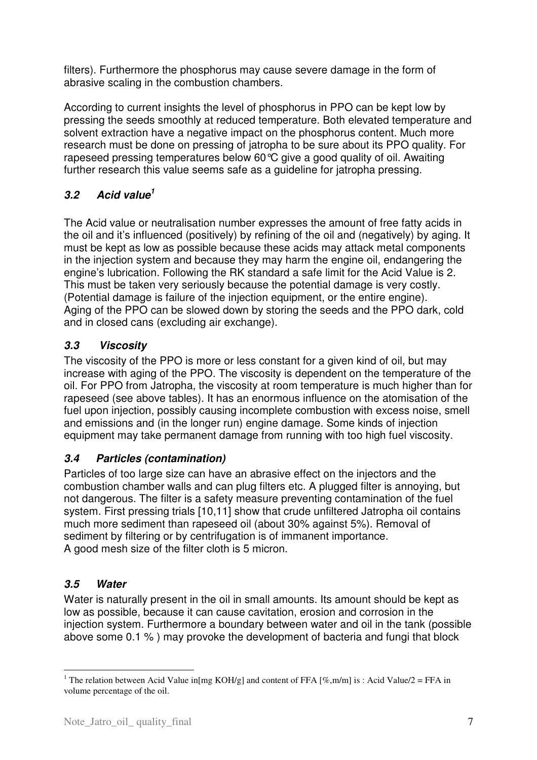filters). Furthermore the phosphorus may cause severe damage in the form of abrasive scaling in the combustion chambers.

According to current insights the level of phosphorus in PPO can be kept low by pressing the seeds smoothly at reduced temperature. Both elevated temperature and solvent extraction have a negative impact on the phosphorus content. Much more research must be done on pressing of jatropha to be sure about its PPO quality. For rapeseed pressing temperatures below 60℃ give a good quality of oil. Awaiting further research this value seems safe as a guideline for jatropha pressing.

### *3.2 Acid value[1]*

The Acid value or neutralisation number expresses the amount of free fatty acids in the oil and it's influenced (positively) by refining of the oil and (negatively) by aging. It must be kept as low as possible because these acids may attack metal components in the injection system and because they may harm the engine oil, endangering the engine's lubrication. Following the RK standard a safe limit for the Acid Value is 2. This must be taken very seriously because the potential damage is very costly. (Potential damage is failure of the injection equipment, or the entire engine).
Aging of the PPO can be slowed down by storing the seeds and the PPO dark, cold and in closed cans (excluding air exchange).

### *3.3 Viscosity*

The viscosity of the PPO is more or less constant for a given kind of oil, but may increase with aging of the PPO. The viscosity is dependent on the temperature of the oil. For PPO from Jatropha, the viscosity at room temperature is much higher than for rapeseed (see above tables). It has an enormous influence on the atomisation of the fuel upon injection, possibly causing incomplete combustion with excess noise, smell and emissions and (in the longer run) engine damage. Some kinds of injection equipment may take permanent damage from running with too high fuel viscosity.

### *3.4 Particles (contamination)*

Particles of too large size can have an abrasive effect on the injectors and the combustion chamber walls and can plug filters etc. A plugged filter is annoying, but not dangerous. The filter is a safety measure preventing contamination of the fuel system. First pressing trials [10,11] show that crude unfiltered Jatropha oil contains much more sediment than rapeseed oil (about 30% against 5%). Removal of sediment by filtering or by centrifugation is of immanent importance.
A good mesh size of the filter cloth is 5 micron.

### *3.5 Water*

Water is naturally present in the oil in small amounts. Its amount should be kept as low as possible, because it can cause cavitation, erosion and corrosion in the injection system. Furthermore a boundary between water and oil in the tank (possible above some 0.1 % ) may provoke the development of bacteria and fungi that block

---

[1] The relation between Acid Value in[mg KOH/g] and content of FFA [%,m/m] is : Acid Value/2 = FFA in volume percentage of the oil.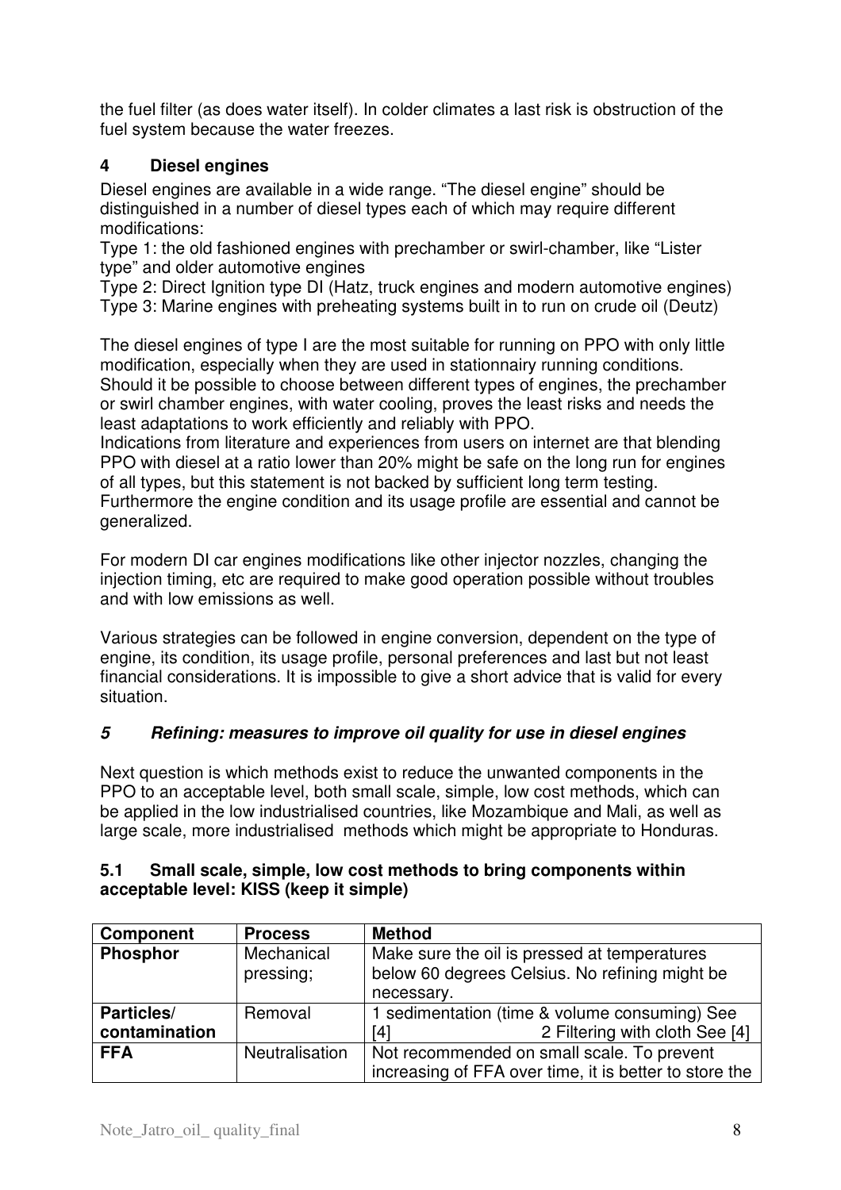the fuel filter (as does water itself). In colder climates a last risk is obstruction of the fuel system because the water freezes.

## 4 Diesel engines

Diesel engines are available in a wide range. "The diesel engine" should be distinguished in a number of diesel types each of which may require different modifications:
Type 1: the old fashioned engines with prechamber or swirl-chamber, like "Lister type" and older automotive engines
Type 2: Direct Ignition type DI (Hatz, truck engines and modern automotive engines)
Type 3: Marine engines with preheating systems built in to run on crude oil (Deutz)

The diesel engines of type I are the most suitable for running on PPO with only little modification, especially when they are used in stationnairy running conditions. Should it be possible to choose between different types of engines, the prechamber or swirl chamber engines, with water cooling, proves the least risks and needs the least adaptations to work efficiently and reliably with PPO.
Indications from literature and experiences from users on internet are that blending PPO with diesel at a ratio lower than 20% might be safe on the long run for engines of all types, but this statement is not backed by sufficient long term testing. Furthermore the engine condition and its usage profile are essential and cannot be generalized.

For modern DI car engines modifications like other injector nozzles, changing the injection timing, etc are required to make good operation possible without troubles and with low emissions as well.

Various strategies can be followed in engine conversion, dependent on the type of engine, its condition, its usage profile, personal preferences and last but not least financial considerations. It is impossible to give a short advice that is valid for every situation.

## *5 Refining: measures to improve oil quality for use in diesel engines*

Next question is which methods exist to reduce the unwanted components in the PPO to an acceptable level, both small scale, simple, low cost methods, which can be applied in the low industrialised countries, like Mozambique and Mali, as well as large scale, more industrialised methods which might be appropriate to Honduras.

### 5.1 Small scale, simple, low cost methods to bring components within acceptable level: KISS (keep it simple)

| Component | Process | Method |
|---|---|---|
| **Phosphor** | Mechanical pressing; | Make sure the oil is pressed at temperatures below 60 degrees Celsius. No refining might be necessary. |
| **Particles/ contamination** | Removal | 1 sedimentation (time & volume consuming) See [4] 2 Filtering with cloth See [4] |
| **FFA** | Neutralisation | Not recommended on small scale. To prevent increasing of FFA over time, it is better to store the |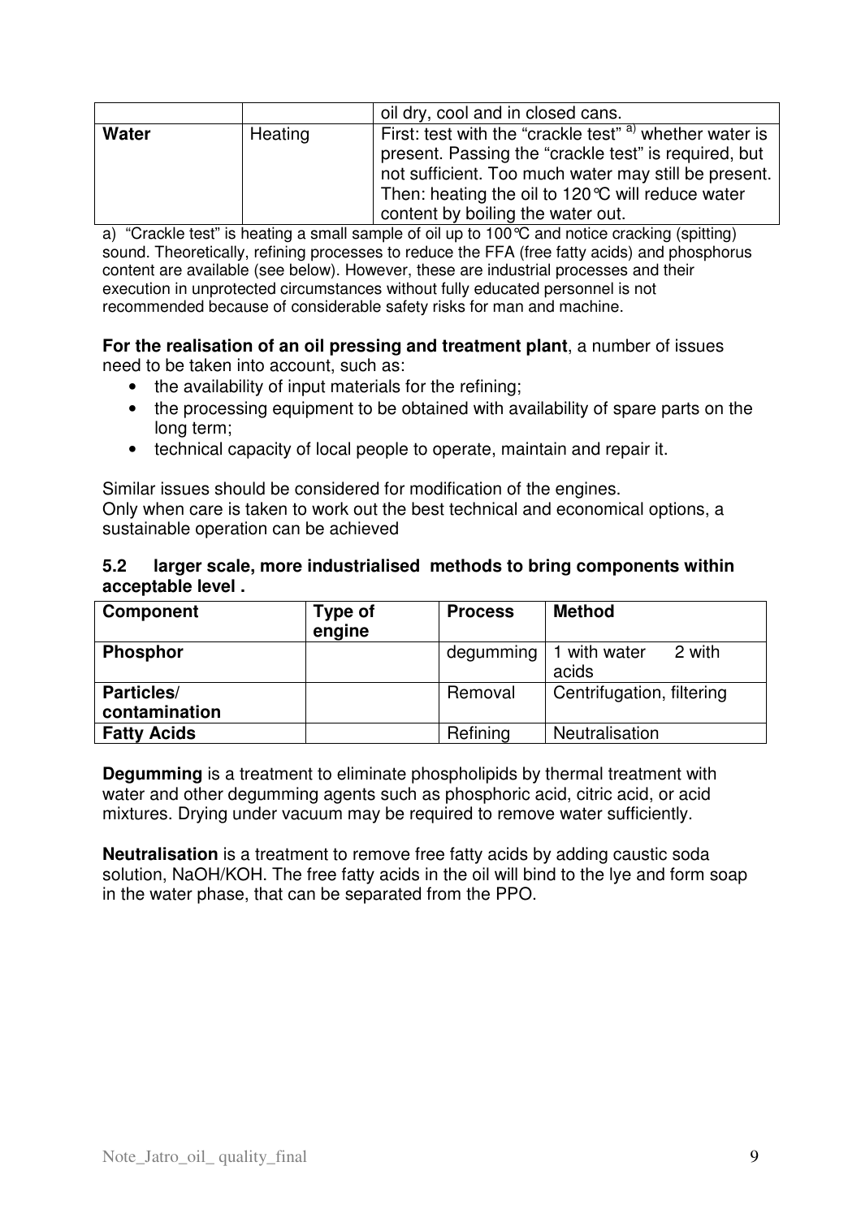| | | |
|---|---|---|
| | | oil dry, cool and in closed cans. |
| **Water** | Heating | First: test with the "crackle test" [a] whether water is present. Passing the "crackle test" is required, but not sufficient. Too much water may still be present. Then: heating the oil to 120℃ will reduce water content by boiling the water out. |

a) "Crackle test" is heating a small sample of oil up to 100℃ and notice cracking (spitting) sound. Theoretically, refining processes to reduce the FFA (free fatty acids) and phosphorus content are available (see below). However, these are industrial processes and their execution in unprotected circumstances without fully educated personnel is not recommended because of considerable safety risks for man and machine.

**For the realisation of an oil pressing and treatment plant**, a number of issues need to be taken into account, such as:

- the availability of input materials for the refining;
- the processing equipment to be obtained with availability of spare parts on the long term;
- technical capacity of local people to operate, maintain and repair it.

Similar issues should be considered for modification of the engines.
Only when care is taken to work out the best technical and economical options, a sustainable operation can be achieved

### 5.2 larger scale, more industrialised methods to bring components within acceptable level .

| Component | Type of engine | Process | Method |
|---|---|---|---|
| **Phosphor** | | degumming | 1 with water 2 with acids |
| **Particles/ contamination** | | Removal | Centrifugation, filtering |
| **Fatty Acids** | | Refining | Neutralisation |

**Degumming** is a treatment to eliminate phospholipids by thermal treatment with water and other degumming agents such as phosphoric acid, citric acid, or acid mixtures. Drying under vacuum may be required to remove water sufficiently.

**Neutralisation** is a treatment to remove free fatty acids by adding caustic soda solution, NaOH/KOH. The free fatty acids in the oil will bind to the lye and form soap in the water phase, that can be separated from the PPO.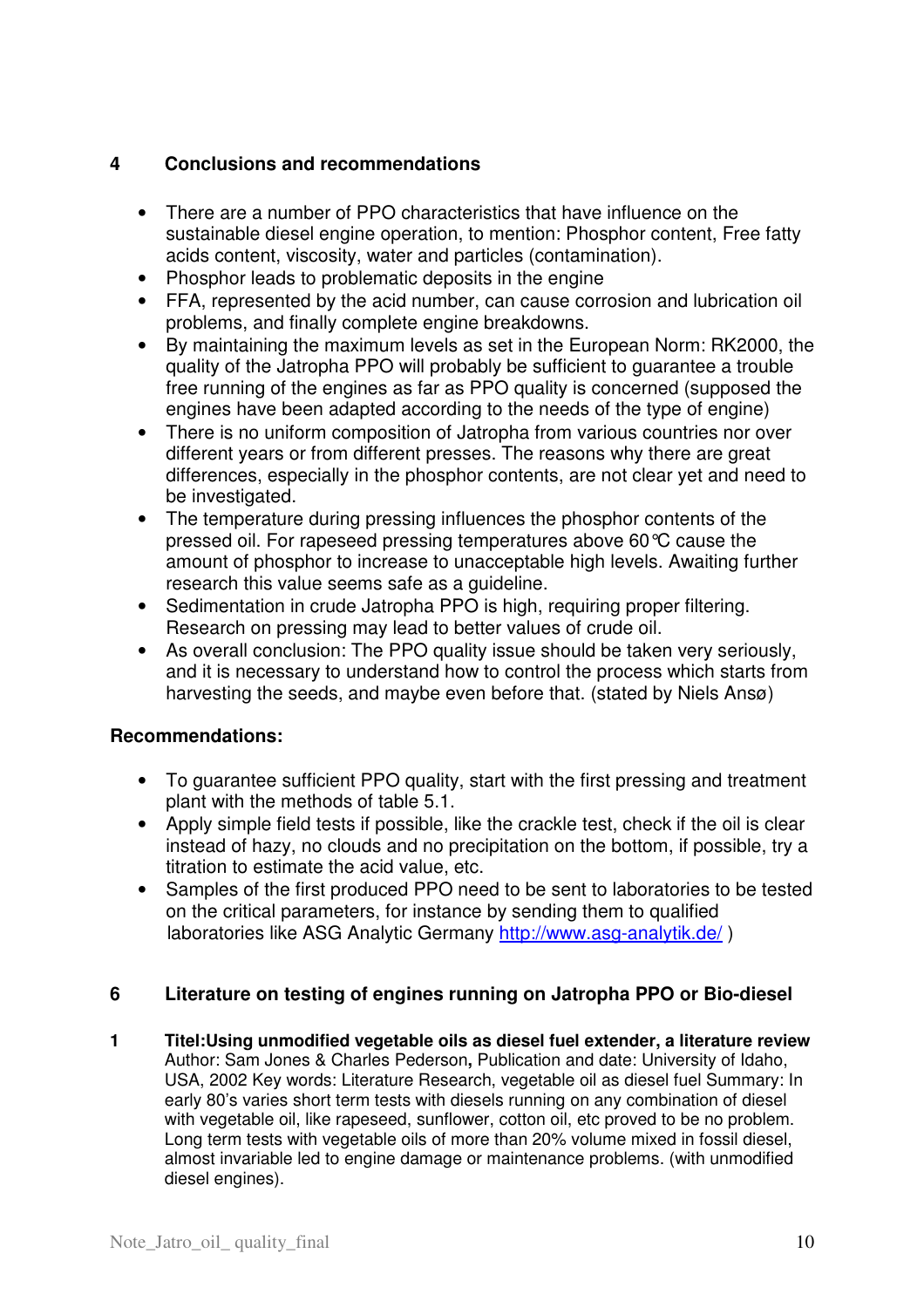## 4 Conclusions and recommendations

- There are a number of PPO characteristics that have influence on the sustainable diesel engine operation, to mention: Phosphor content, Free fatty acids content, viscosity, water and particles (contamination).
- Phosphor leads to problematic deposits in the engine
- FFA, represented by the acid number, can cause corrosion and lubrication oil problems, and finally complete engine breakdowns.
- By maintaining the maximum levels as set in the European Norm: RK2000, the quality of the Jatropha PPO will probably be sufficient to guarantee a trouble free running of the engines as far as PPO quality is concerned (supposed the engines have been adapted according to the needs of the type of engine)
- There is no uniform composition of Jatropha from various countries nor over different years or from different presses. The reasons why there are great differences, especially in the phosphor contents, are not clear yet and need to be investigated.
- The temperature during pressing influences the phosphor contents of the pressed oil. For rapeseed pressing temperatures above 60℃ cause the amount of phosphor to increase to unacceptable high levels. Awaiting further research this value seems safe as a guideline.
- Sedimentation in crude Jatropha PPO is high, requiring proper filtering. Research on pressing may lead to better values of crude oil.
- As overall conclusion: The PPO quality issue should be taken very seriously, and it is necessary to understand how to control the process which starts from harvesting the seeds, and maybe even before that. (stated by Niels Ansø)

**Recommendations:**

- To guarantee sufficient PPO quality, start with the first pressing and treatment plant with the methods of table 5.1.
- Apply simple field tests if possible, like the crackle test, check if the oil is clear instead of hazy, no clouds and no precipitation on the bottom, if possible, try a titration to estimate the acid value, etc.
- Samples of the first produced PPO need to be sent to laboratories to be tested on the critical parameters, for instance by sending them to qualified laboratories like ASG Analytic Germany http://www.asg-analytik.de/ )

## 6 Literature on testing of engines running on Jatropha PPO or Bio-diesel

**1 Titel:Using unmodified vegetable oils as diesel fuel extender, a literature review**
Author: Sam Jones & Charles Pederson**,** Publication and date: University of Idaho, USA, 2002 Key words: Literature Research, vegetable oil as diesel fuel Summary: In early 80's varies short term tests with diesels running on any combination of diesel with vegetable oil, like rapeseed, sunflower, cotton oil, etc proved to be no problem. Long term tests with vegetable oils of more than 20% volume mixed in fossil diesel, almost invariable led to engine damage or maintenance problems. (with unmodified diesel engines).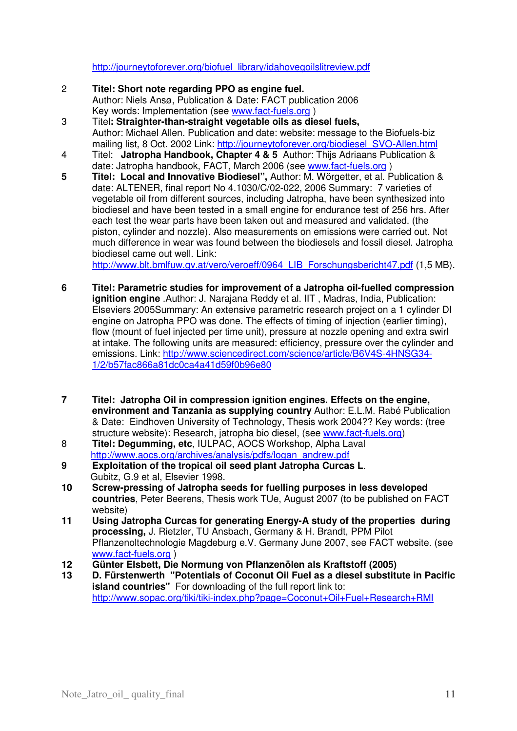http://journeytoforever.org/biofuel_library/idahovegoilslitreview.pdf

2 **Titel: Short note regarding PPO as engine fuel.**
Author: Niels Ansø, Publication & Date: FACT publication 2006
Key words: Implementation (see www.fact-fuels.org )

3 Titel**: Straighter-than-straight vegetable oils as diesel fuels,**
Author: Michael Allen. Publication and date: website: message to the Biofuels-biz mailing list, 8 Oct. 2002 Link: http://journeytoforever.org/biodiesel_SVO-Allen.html

4 Titel: **Jatropha Handbook, Chapter 4 & 5** Author: Thijs Adriaans Publication & date: Jatropha handbook, FACT, March 2006 (see www.fact-fuels.org )

**5** **Titel: Local and Innovative Biodiesel",** Author: M. Wörgetter, et al. Publication & date: ALTENER, final report No 4.1030/C/02-022, 2006 Summary: 7 varieties of vegetable oil from different sources, including Jatropha, have been synthesized into biodiesel and have been tested in a small engine for endurance test of 256 hrs. After each test the wear parts have been taken out and measured and validated. (the piston, cylinder and nozzle). Also measurements on emissions were carried out. Not much difference in wear was found between the biodiesels and fossil diesel. Jatropha biodiesel came out well. Link:
http://www.blt.bmlfuw.gv.at/vero/veroeff/0964_LIB_Forschungsbericht47.pdf (1,5 MB).

**6** **Titel: Parametric studies for improvement of a Jatropha oil-fuelled compression ignition engine** .Author: J. Narajana Reddy et al. IIT , Madras, India, Publication: Elseviers 2005Summary: An extensive parametric research project on a 1 cylinder DI engine on Jatropha PPO was done. The effects of timing of injection (earlier timing), flow (mount of fuel injected per time unit), pressure at nozzle opening and extra swirl at intake. The following units are measured: efficiency, pressure over the cylinder and emissions. Link: http://www.sciencedirect.com/science/article/B6V4S-4HNSG34-1/2/b57fac866a81dc0ca4a41d59f0b96e80

**7** **Titel: Jatropha Oil in compression ignition engines. Effects on the engine, environment and Tanzania as supplying country** Author: E.L.M. Rabé Publication & Date: Eindhoven University of Technology, Thesis work 2004?? Key words: (tree structure website): Research, jatropha bio diesel, (see www.fact-fuels.org)

8 **Titel: Degumming, etc**, IULPAC, AOCS Workshop, Alpha Laval
http://www.aocs.org/archives/analysis/pdfs/logan_andrew.pdf

**9** **Exploitation of the tropical oil seed plant Jatropha Curcas L**.
Gubitz, G.9 et al, Elsevier 1998.

**10** **Screw-pressing of Jatropha seeds for fuelling purposes in less developed countries**, Peter Beerens, Thesis work TUe, August 2007 (to be published on FACT website)

**11** **Using Jatropha Curcas for generating Energy-A study of the properties during processing,** J. Rietzler, TU Ansbach, Germany & H. Brandt, PPM Pilot Pflanzenoltechnologie Magdeburg e.V. Germany June 2007, see FACT website. (see www.fact-fuels.org )

**12** **Günter Elsbett, Die Normung von Pflanzenölen als Kraftstoff (2005)**

**13** **D. Fürstenwerth "Potentials of Coconut Oil Fuel as a diesel substitute in Pacific island countries"** For downloading of the full report link to:
http://www.sopac.org/tiki/tiki-index.php?page=Coconut+Oil+Fuel+Research+RMI